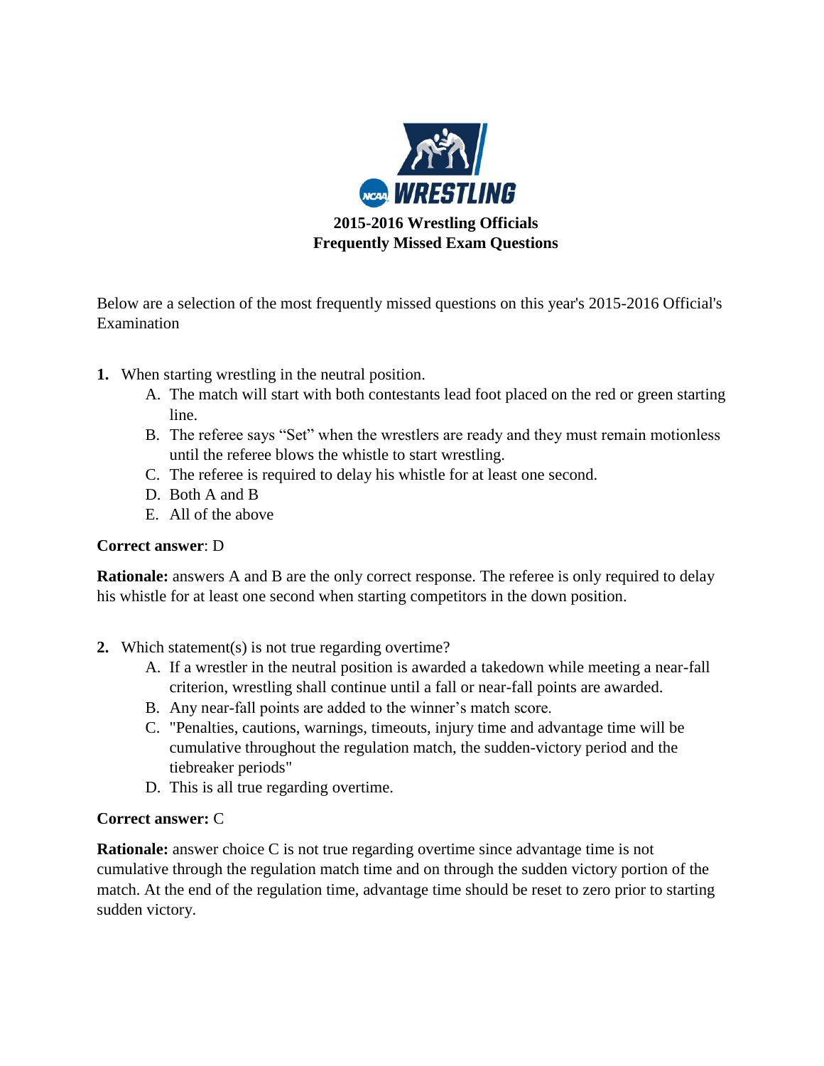**NCAA WRESTLING**

# 2015-2016 Wrestling Officials
## Frequently Missed Exam Questions

Below are a selection of the most frequently missed questions on this year's 2015-2016 Official's Examination

1. When starting wrestling in the neutral position.
   - A. The match will start with both contestants lead foot placed on the red or green starting line.
   - B. The referee says "Set" when the wrestlers are ready and they must remain motionless until the referee blows the whistle to start wrestling.
   - C. The referee is required to delay his whistle for at least one second.
   - D. Both A and B
   - E. All of the above

**Correct answer**: D

**Rationale:** answers A and B are the only correct response. The referee is only required to delay his whistle for at least one second when starting competitors in the down position.

2. Which statement(s) is not true regarding overtime?
   - A. If a wrestler in the neutral position is awarded a takedown while meeting a near-fall criterion, wrestling shall continue until a fall or near-fall points are awarded.
   - B. Any near-fall points are added to the winner's match score.
   - C. "Penalties, cautions, warnings, timeouts, injury time and advantage time will be cumulative throughout the regulation match, the sudden-victory period and the tiebreaker periods"
   - D. This is all true regarding overtime.

**Correct answer:** C

**Rationale:** answer choice C is not true regarding overtime since advantage time is not cumulative through the regulation match time and on through the sudden victory portion of the match. At the end of the regulation time, advantage time should be reset to zero prior to starting sudden victory.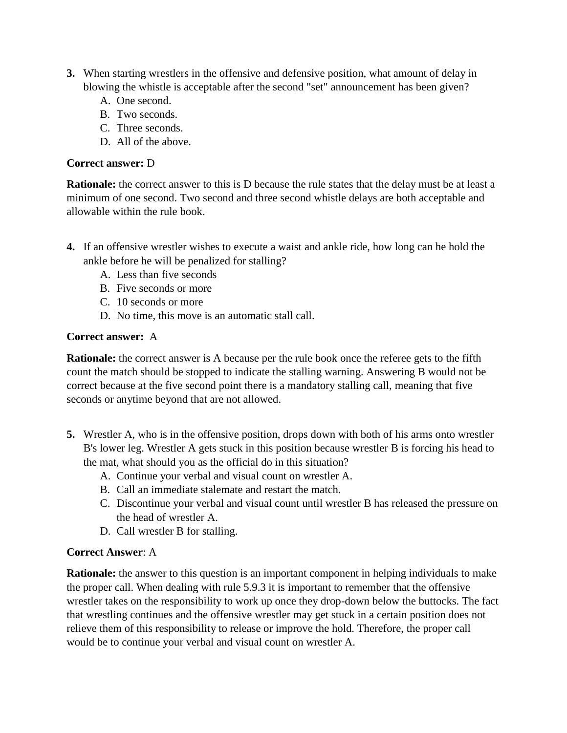3. When starting wrestlers in the offensive and defensive position, what amount of delay in blowing the whistle is acceptable after the second "set" announcement has been given?
   A. One second.
   B. Two seconds.
   C. Three seconds.
   D. All of the above.

**Correct answer:** D

**Rationale:** the correct answer to this is D because the rule states that the delay must be at least a minimum of one second. Two second and three second whistle delays are both acceptable and allowable within the rule book.

4. If an offensive wrestler wishes to execute a waist and ankle ride, how long can he hold the ankle before he will be penalized for stalling?
   A. Less than five seconds
   B. Five seconds or more
   C. 10 seconds or more
   D. No time, this move is an automatic stall call.

**Correct answer:** A

**Rationale:** the correct answer is A because per the rule book once the referee gets to the fifth count the match should be stopped to indicate the stalling warning. Answering B would not be correct because at the five second point there is a mandatory stalling call, meaning that five seconds or anytime beyond that are not allowed.

5. Wrestler A, who is in the offensive position, drops down with both of his arms onto wrestler B's lower leg. Wrestler A gets stuck in this position because wrestler B is forcing his head to the mat, what should you as the official do in this situation?
   A. Continue your verbal and visual count on wrestler A.
   B. Call an immediate stalemate and restart the match.
   C. Discontinue your verbal and visual count until wrestler B has released the pressure on the head of wrestler A.
   D. Call wrestler B for stalling.

**Correct Answer**: A

**Rationale:** the answer to this question is an important component in helping individuals to make the proper call. When dealing with rule 5.9.3 it is important to remember that the offensive wrestler takes on the responsibility to work up once they drop-down below the buttocks. The fact that wrestling continues and the offensive wrestler may get stuck in a certain position does not relieve them of this responsibility to release or improve the hold. Therefore, the proper call would be to continue your verbal and visual count on wrestler A.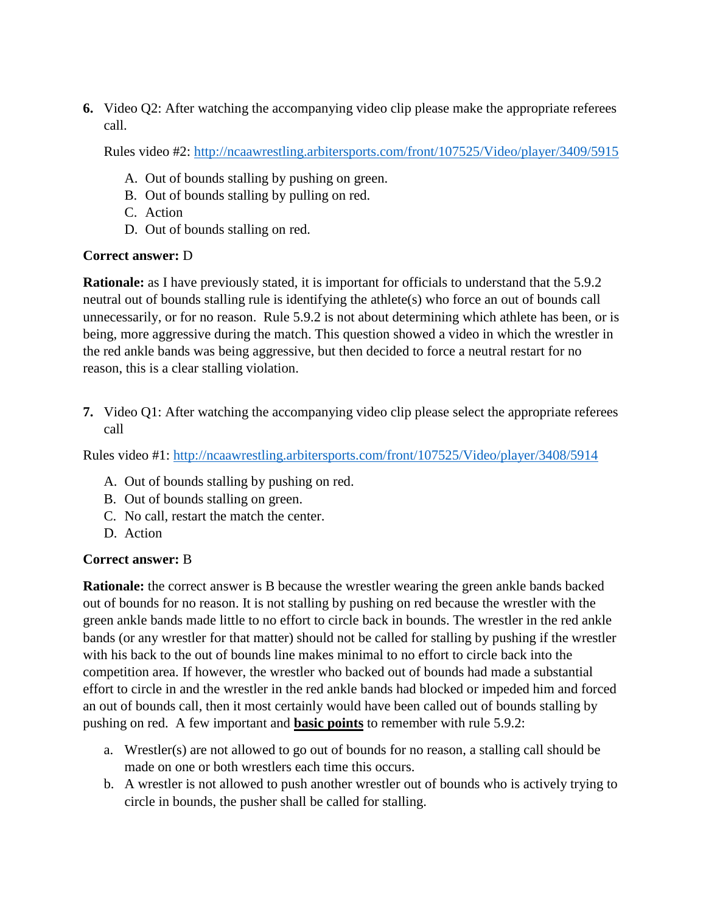6. Video Q2: After watching the accompanying video clip please make the appropriate referees call.

   Rules video #2: http://ncaawrestling.arbitersports.com/front/107525/Video/player/3409/5915

   A. Out of bounds stalling by pushing on green.
   B. Out of bounds stalling by pulling on red.
   C. Action
   D. Out of bounds stalling on red.

**Correct answer:** D

**Rationale:** as I have previously stated, it is important for officials to understand that the 5.9.2 neutral out of bounds stalling rule is identifying the athlete(s) who force an out of bounds call unnecessarily, or for no reason. Rule 5.9.2 is not about determining which athlete has been, or is being, more aggressive during the match. This question showed a video in which the wrestler in the red ankle bands was being aggressive, but then decided to force a neutral restart for no reason, this is a clear stalling violation.

7. Video Q1: After watching the accompanying video clip please select the appropriate referees call

Rules video #1: http://ncaawrestling.arbitersports.com/front/107525/Video/player/3408/5914

   A. Out of bounds stalling by pushing on red.
   B. Out of bounds stalling on green.
   C. No call, restart the match the center.
   D. Action

**Correct answer:** B

**Rationale:** the correct answer is B because the wrestler wearing the green ankle bands backed out of bounds for no reason. It is not stalling by pushing on red because the wrestler with the green ankle bands made little to no effort to circle back in bounds. The wrestler in the red ankle bands (or any wrestler for that matter) should not be called for stalling by pushing if the wrestler with his back to the out of bounds line makes minimal to no effort to circle back into the competition area. If however, the wrestler who backed out of bounds had made a substantial effort to circle in and the wrestler in the red ankle bands had blocked or impeded him and forced an out of bounds call, then it most certainly would have been called out of bounds stalling by pushing on red. A few important and <u>**basic points**</u> to remember with rule 5.9.2:

   a. Wrestler(s) are not allowed to go out of bounds for no reason, a stalling call should be made on one or both wrestlers each time this occurs.
   b. A wrestler is not allowed to push another wrestler out of bounds who is actively trying to circle in bounds, the pusher shall be called for stalling.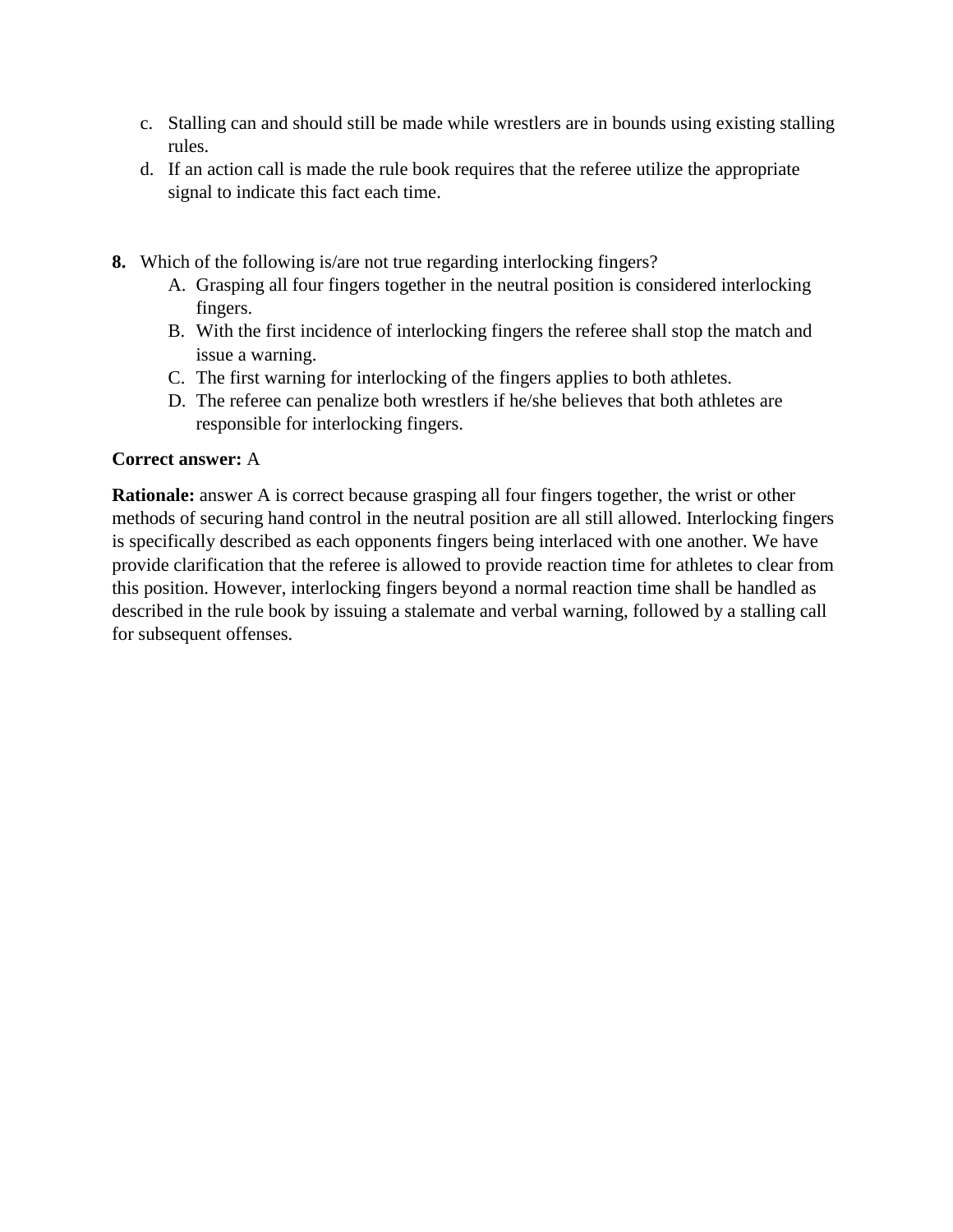c. Stalling can and should still be made while wrestlers are in bounds using existing stalling rules.
d. If an action call is made the rule book requires that the referee utilize the appropriate signal to indicate this fact each time.

**8.** Which of the following is/are not true regarding interlocking fingers?

A. Grasping all four fingers together in the neutral position is considered interlocking fingers.
B. With the first incidence of interlocking fingers the referee shall stop the match and issue a warning.
C. The first warning for interlocking of the fingers applies to both athletes.
D. The referee can penalize both wrestlers if he/she believes that both athletes are responsible for interlocking fingers.

**Correct answer:** A

**Rationale:** answer A is correct because grasping all four fingers together, the wrist or other methods of securing hand control in the neutral position are all still allowed. Interlocking fingers is specifically described as each opponents fingers being interlaced with one another. We have provide clarification that the referee is allowed to provide reaction time for athletes to clear from this position. However, interlocking fingers beyond a normal reaction time shall be handled as described in the rule book by issuing a stalemate and verbal warning, followed by a stalling call for subsequent offenses.